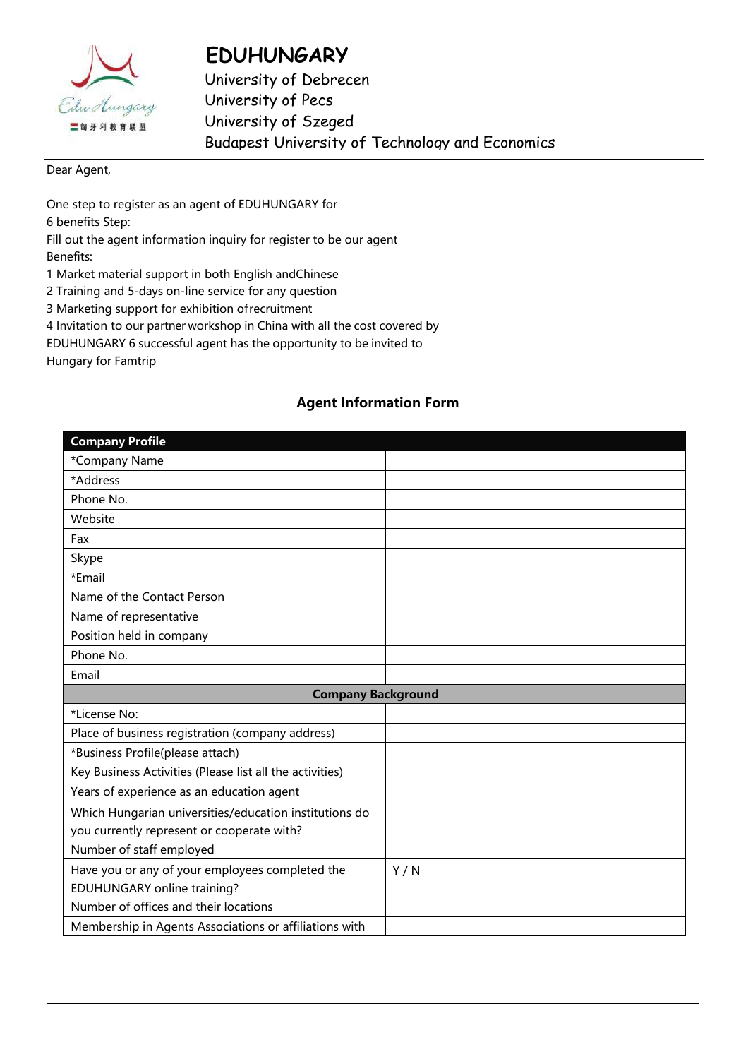# EDUHUNGARY

University of Debrecen
University of Pecs
University of Szeged
Budapest University of Technology and Economics

Dear Agent,

One step to register as an agent of EDUHUNGARY for
6 benefits Step:
Fill out the agent information inquiry for register to be our agent
Benefits:
1 Market material support in both English andChinese
2 Training and 5-days on-line service for any question
3 Marketing support for exhibition ofrecruitment
4 Invitation to our partner workshop in China with all the cost covered by
EDUHUNGARY 6 successful agent has the opportunity to be invited to
Hungary for Famtrip

## Agent Information Form

| **Company Profile** | |
|---|---|
| *Company Name | |
| *Address | |
| Phone No. | |
| Website | |
| Fax | |
| Skype | |
| *Email | |
| Name of the Contact Person | |
| Name of representative | |
| Position held in company | |
| Phone No. | |
| Email | |
| **Company Background** | |
| *License No: | |
| Place of business registration (company address) | |
| *Business Profile(please attach) | |
| Key Business Activities (Please list all the activities) | |
| Years of experience as an education agent | |
| Which Hungarian universities/education institutions do you currently represent or cooperate with? | |
| Number of staff employed | |
| Have you or any of your employees completed the EDUHUNGARY online training? | Y / N |
| Number of offices and their locations | |
| Membership in Agents Associations or affiliations with | |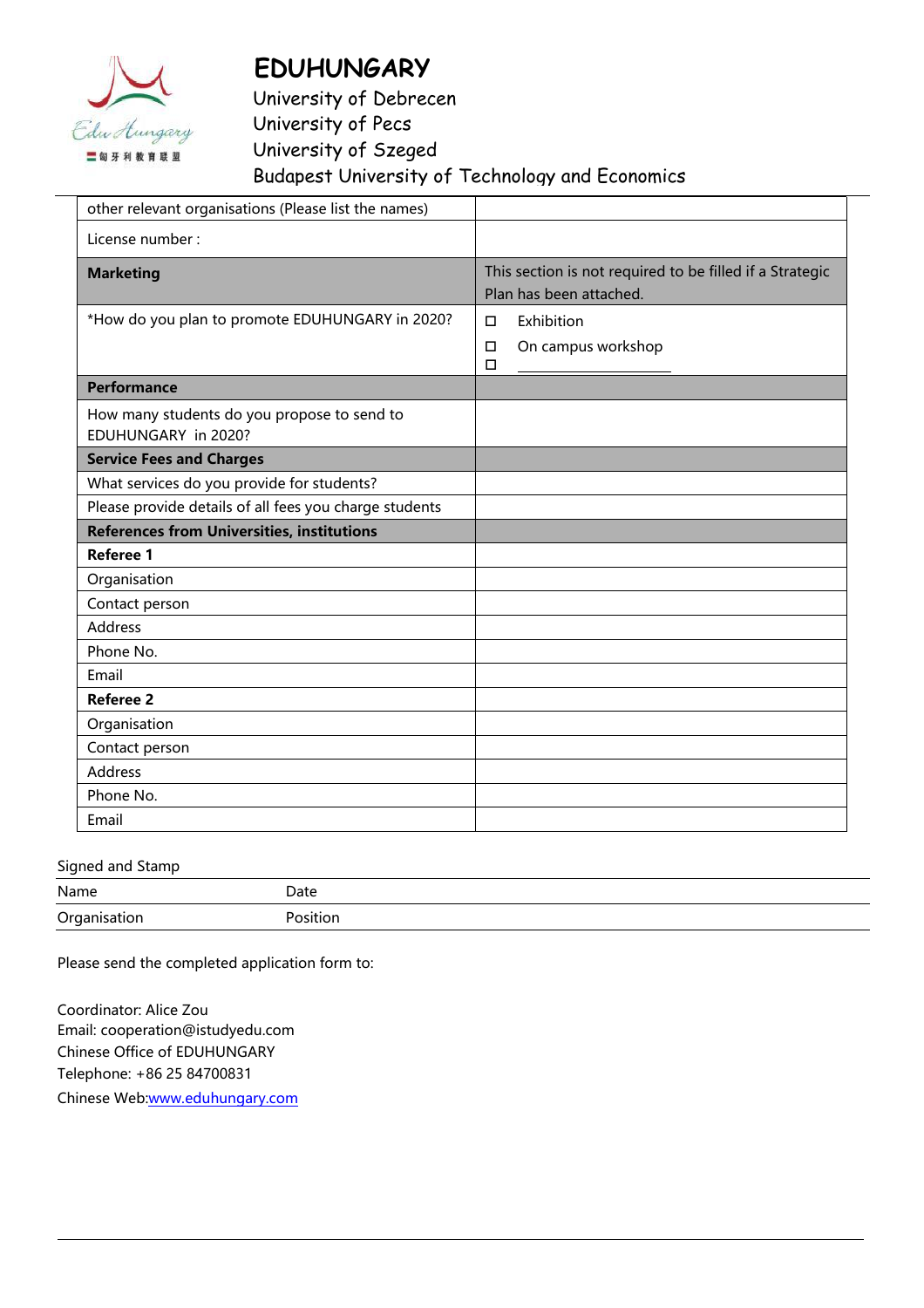# EDUHUNGARY

University of Debrecen
University of Pecs
University of Szeged
Budapest University of Technology and Economics

| | |
|---|---|
| other relevant organisations (Please list the names) | |
| License number : | |
| **Marketing** | This section is not required to be filled if a Strategic Plan has been attached. |
| *How do you plan to promote EDUHUNGARY in 2020? | ☐ Exhibition<br>☐ On campus workshop<br>☐ ____________ |
| **Performance** | |
| How many students do you propose to send to EDUHUNGARY in 2020? | |
| **Service Fees and Charges** | |
| What services do you provide for students? | |
| Please provide details of all fees you charge students | |
| **References from Universities, institutions** | |
| **Referee 1** | |
| Organisation | |
| Contact person | |
| Address | |
| Phone No. | |
| Email | |
| **Referee 2** | |
| Organisation | |
| Contact person | |
| Address | |
| Phone No. | |
| Email | |

Signed and Stamp

| | |
|---|---|
| Name | Date |
| Organisation | Position |

Please send the completed application form to:

Coordinator: Alice Zou
Email: cooperation@istudyedu.com
Chinese Office of EDUHUNGARY
Telephone: +86 25 84700831
Chinese Web:www.eduhungary.com